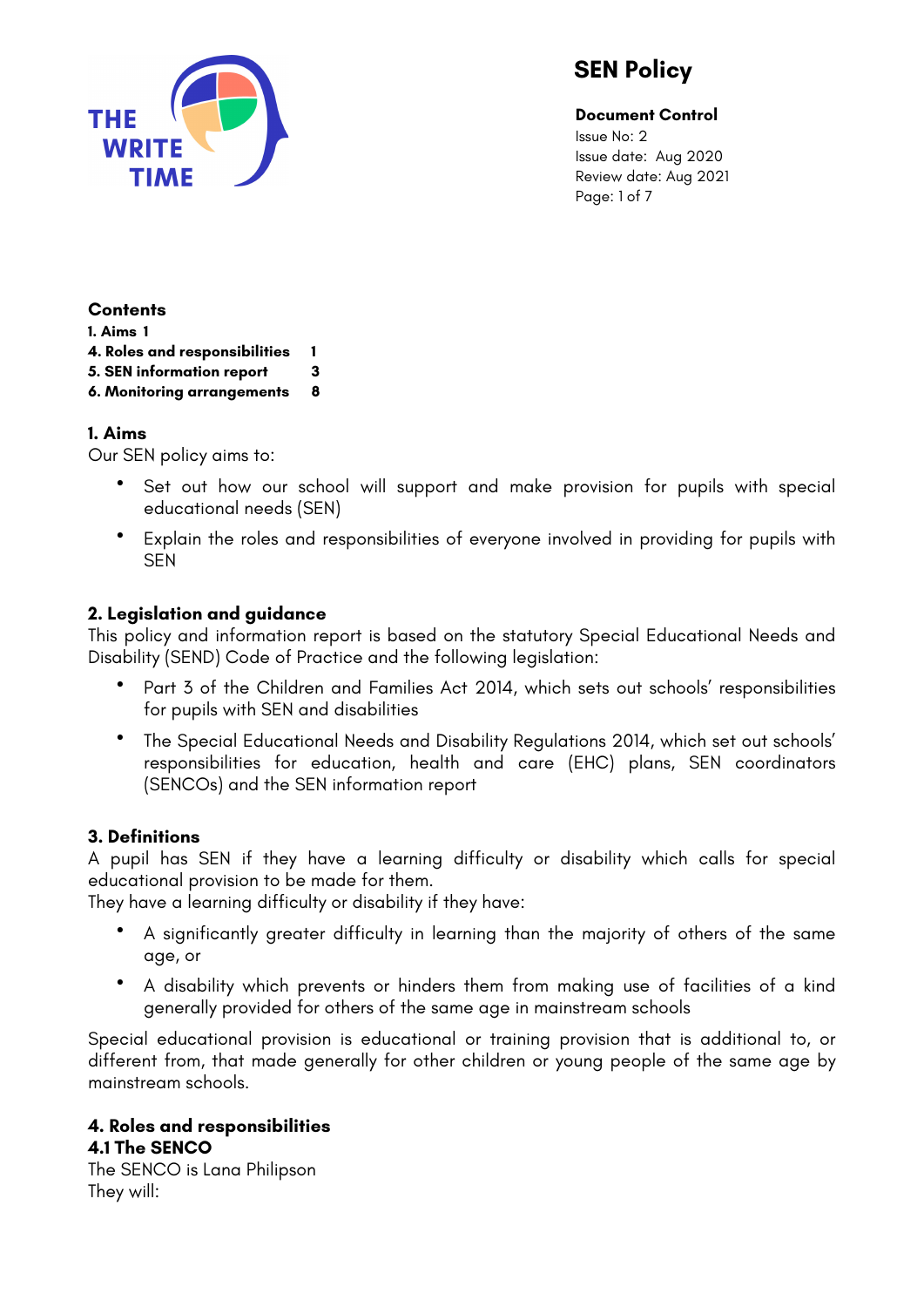# SEN Policy

**Document Control**
Issue No: 2
Issue date: Aug 2020
Review date: Aug 2021

**Contents**

**1. Aims 1**
**4. Roles and responsibilities 1**
**5. SEN information report 3**
**6. Monitoring arrangements 8**

## 1. Aims

Our SEN policy aims to:

- Set out how our school will support and make provision for pupils with special educational needs (SEN)
- Explain the roles and responsibilities of everyone involved in providing for pupils with SEN

## 2. Legislation and guidance

This policy and information report is based on the statutory Special Educational Needs and Disability (SEND) Code of Practice and the following legislation:

- Part 3 of the Children and Families Act 2014, which sets out schools' responsibilities for pupils with SEN and disabilities
- The Special Educational Needs and Disability Regulations 2014, which set out schools' responsibilities for education, health and care (EHC) plans, SEN coordinators (SENCOs) and the SEN information report

## 3. Definitions

A pupil has SEN if they have a learning difficulty or disability which calls for special educational provision to be made for them.
They have a learning difficulty or disability if they have:

- A significantly greater difficulty in learning than the majority of others of the same age, or
- A disability which prevents or hinders them from making use of facilities of a kind generally provided for others of the same age in mainstream schools

Special educational provision is educational or training provision that is additional to, or different from, that made generally for other children or young people of the same age by mainstream schools.

## 4. Roles and responsibilities

### 4.1 The SENCO

The SENCO is Lana Philipson
They will: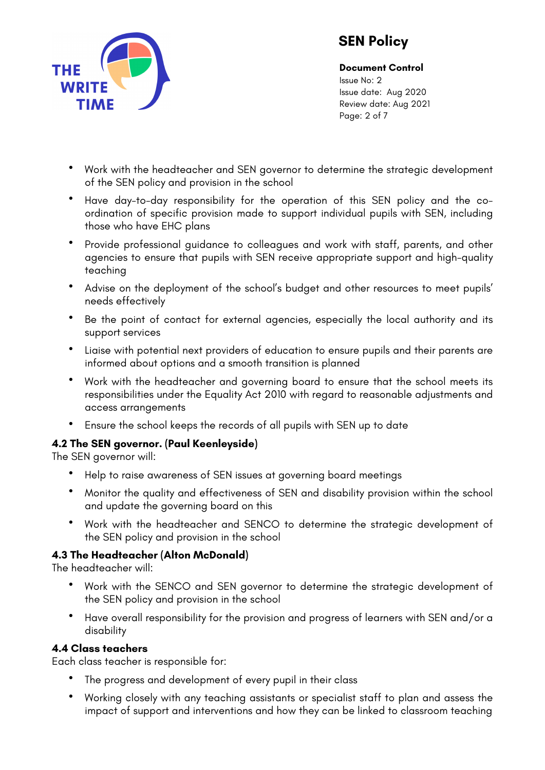- Work with the headteacher and SEN governor to determine the strategic development of the SEN policy and provision in the school
- Have day-to-day responsibility for the operation of this SEN policy and the co-ordination of specific provision made to support individual pupils with SEN, including those who have EHC plans
- Provide professional guidance to colleagues and work with staff, parents, and other agencies to ensure that pupils with SEN receive appropriate support and high-quality teaching
- Advise on the deployment of the school's budget and other resources to meet pupils' needs effectively
- Be the point of contact for external agencies, especially the local authority and its support services
- Liaise with potential next providers of education to ensure pupils and their parents are informed about options and a smooth transition is planned
- Work with the headteacher and governing board to ensure that the school meets its responsibilities under the Equality Act 2010 with regard to reasonable adjustments and access arrangements
- Ensure the school keeps the records of all pupils with SEN up to date

**4.2 The SEN governor. (Paul Keenleyside)**

The SEN governor will:

- Help to raise awareness of SEN issues at governing board meetings
- Monitor the quality and effectiveness of SEN and disability provision within the school and update the governing board on this
- Work with the headteacher and SENCO to determine the strategic development of the SEN policy and provision in the school

**4.3 The Headteacher (Alton McDonald)**

The headteacher will:

- Work with the SENCO and SEN governor to determine the strategic development of the SEN policy and provision in the school
- Have overall responsibility for the provision and progress of learners with SEN and/or a disability

**4.4 Class teachers**

Each class teacher is responsible for:

- The progress and development of every pupil in their class
- Working closely with any teaching assistants or specialist staff to plan and assess the impact of support and interventions and how they can be linked to classroom teaching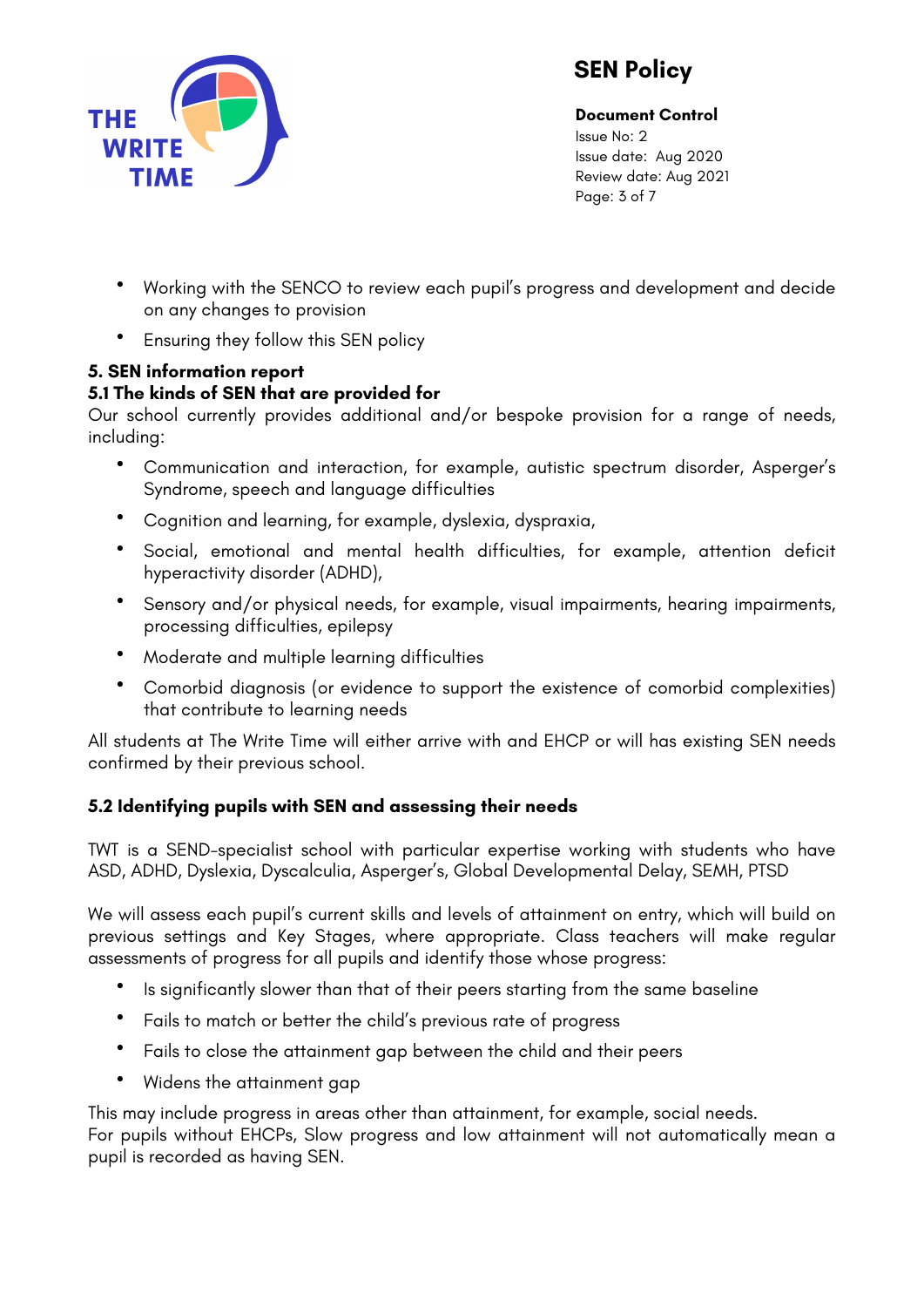- Working with the SENCO to review each pupil's progress and development and decide on any changes to provision
- Ensuring they follow this SEN policy

## 5. SEN information report

### 5.1 The kinds of SEN that are provided for

Our school currently provides additional and/or bespoke provision for a range of needs, including:

- Communication and interaction, for example, autistic spectrum disorder, Asperger's Syndrome, speech and language difficulties
- Cognition and learning, for example, dyslexia, dyspraxia,
- Social, emotional and mental health difficulties, for example, attention deficit hyperactivity disorder (ADHD),
- Sensory and/or physical needs, for example, visual impairments, hearing impairments, processing difficulties, epilepsy
- Moderate and multiple learning difficulties
- Comorbid diagnosis (or evidence to support the existence of comorbid complexities) that contribute to learning needs

All students at The Write Time will either arrive with and EHCP or will has existing SEN needs confirmed by their previous school.

### 5.2 Identifying pupils with SEN and assessing their needs

TWT is a SEND-specialist school with particular expertise working with students who have ASD, ADHD, Dyslexia, Dyscalculia, Asperger's, Global Developmental Delay, SEMH, PTSD

We will assess each pupil's current skills and levels of attainment on entry, which will build on previous settings and Key Stages, where appropriate. Class teachers will make regular assessments of progress for all pupils and identify those whose progress:

- Is significantly slower than that of their peers starting from the same baseline
- Fails to match or better the child's previous rate of progress
- Fails to close the attainment gap between the child and their peers
- Widens the attainment gap

This may include progress in areas other than attainment, for example, social needs.
For pupils without EHCPs, Slow progress and low attainment will not automatically mean a pupil is recorded as having SEN.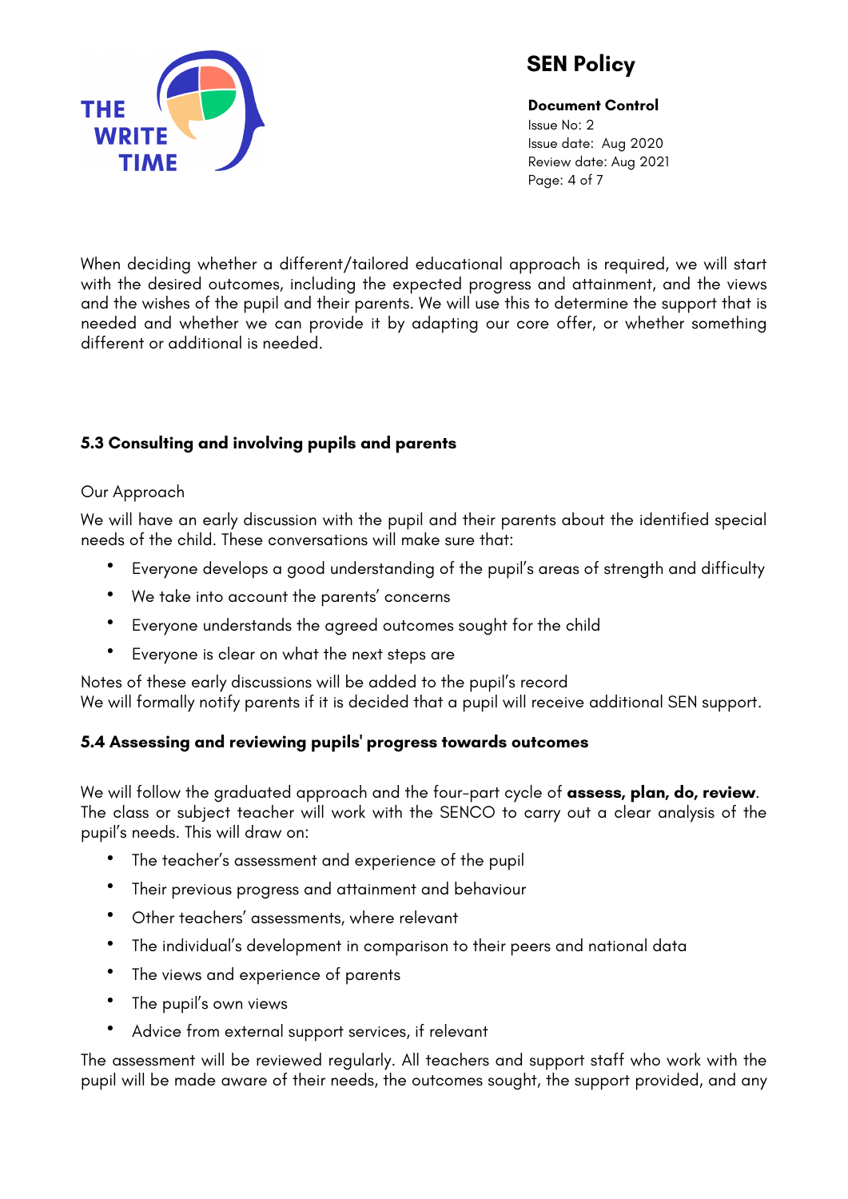When deciding whether a different/tailored educational approach is required, we will start with the desired outcomes, including the expected progress and attainment, and the views and the wishes of the pupil and their parents. We will use this to determine the support that is needed and whether we can provide it by adapting our core offer, or whether something different or additional is needed.

### 5.3 Consulting and involving pupils and parents

Our Approach

We will have an early discussion with the pupil and their parents about the identified special needs of the child. These conversations will make sure that:

- Everyone develops a good understanding of the pupil's areas of strength and difficulty
- We take into account the parents' concerns
- Everyone understands the agreed outcomes sought for the child
- Everyone is clear on what the next steps are

Notes of these early discussions will be added to the pupil's record
We will formally notify parents if it is decided that a pupil will receive additional SEN support.

### 5.4 Assessing and reviewing pupils' progress towards outcomes

We will follow the graduated approach and the four-part cycle of **assess, plan, do, review**. The class or subject teacher will work with the SENCO to carry out a clear analysis of the pupil's needs. This will draw on:

- The teacher's assessment and experience of the pupil
- Their previous progress and attainment and behaviour
- Other teachers' assessments, where relevant
- The individual's development in comparison to their peers and national data
- The views and experience of parents
- The pupil's own views
- Advice from external support services, if relevant

The assessment will be reviewed regularly. All teachers and support staff who work with the pupil will be made aware of their needs, the outcomes sought, the support provided, and any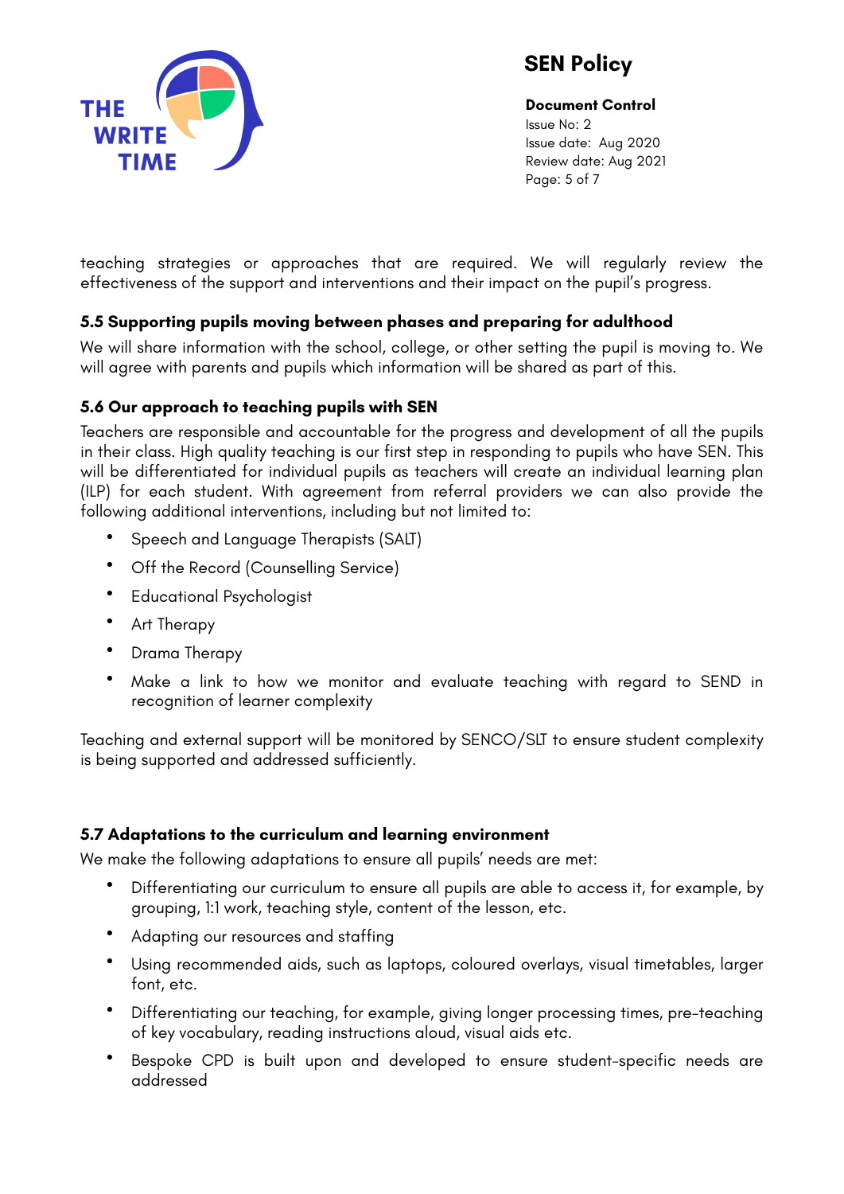teaching strategies or approaches that are required. We will regularly review the effectiveness of the support and interventions and their impact on the pupil's progress.

### 5.5 Supporting pupils moving between phases and preparing for adulthood

We will share information with the school, college, or other setting the pupil is moving to. We will agree with parents and pupils which information will be shared as part of this.

### 5.6 Our approach to teaching pupils with SEN

Teachers are responsible and accountable for the progress and development of all the pupils in their class. High quality teaching is our first step in responding to pupils who have SEN. This will be differentiated for individual pupils as teachers will create an individual learning plan (ILP) for each student. With agreement from referral providers we can also provide the following additional interventions, including but not limited to:

- Speech and Language Therapists (SALT)
- Off the Record (Counselling Service)
- Educational Psychologist
- Art Therapy
- Drama Therapy
- Make a link to how we monitor and evaluate teaching with regard to SEND in recognition of learner complexity

Teaching and external support will be monitored by SENCO/SLT to ensure student complexity is being supported and addressed sufficiently.

### 5.7 Adaptations to the curriculum and learning environment

We make the following adaptations to ensure all pupils' needs are met:

- Differentiating our curriculum to ensure all pupils are able to access it, for example, by grouping, 1:1 work, teaching style, content of the lesson, etc.
- Adapting our resources and staffing
- Using recommended aids, such as laptops, coloured overlays, visual timetables, larger font, etc.
- Differentiating our teaching, for example, giving longer processing times, pre-teaching of key vocabulary, reading instructions aloud, visual aids etc.
- Bespoke CPD is built upon and developed to ensure student-specific needs are addressed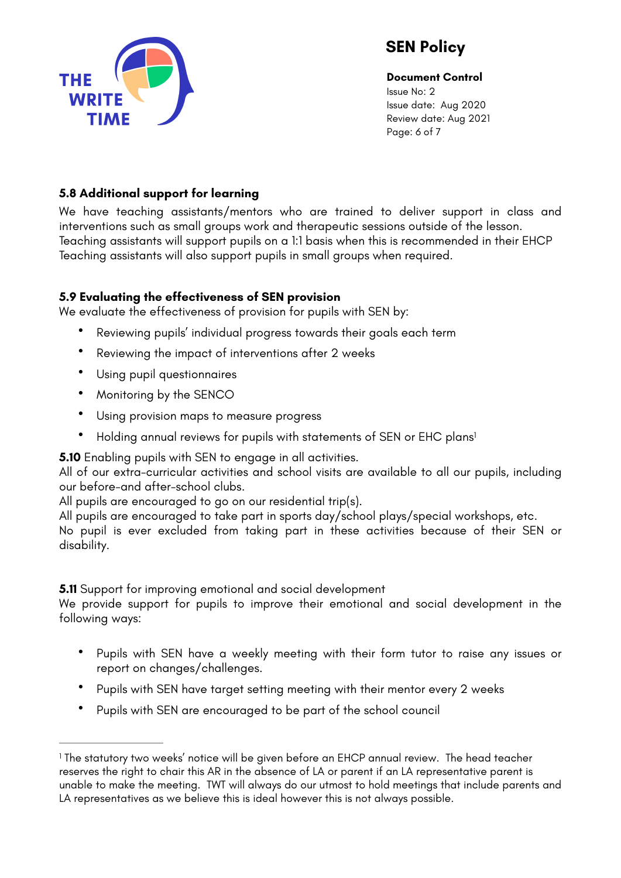### 5.8 Additional support for learning

We have teaching assistants/mentors who are trained to deliver support in class and interventions such as small groups work and therapeutic sessions outside of the lesson. Teaching assistants will support pupils on a 1:1 basis when this is recommended in their EHCP Teaching assistants will also support pupils in small groups when required.

### 5.9 Evaluating the effectiveness of SEN provision

We evaluate the effectiveness of provision for pupils with SEN by:

- Reviewing pupils' individual progress towards their goals each term
- Reviewing the impact of interventions after 2 weeks
- Using pupil questionnaires
- Monitoring by the SENCO
- Using provision maps to measure progress
- Holding annual reviews for pupils with statements of SEN or EHC plans[1]

**5.10** Enabling pupils with SEN to engage in all activities.

All of our extra-curricular activities and school visits are available to all our pupils, including our before-and after-school clubs.

All pupils are encouraged to go on our residential trip(s).

All pupils are encouraged to take part in sports day/school plays/special workshops, etc.

No pupil is ever excluded from taking part in these activities because of their SEN or disability.

**5.11** Support for improving emotional and social development

We provide support for pupils to improve their emotional and social development in the following ways:

- Pupils with SEN have a weekly meeting with their form tutor to raise any issues or report on changes/challenges.
- Pupils with SEN have target setting meeting with their mentor every 2 weeks
- Pupils with SEN are encouraged to be part of the school council

---

[1] The statutory two weeks' notice will be given before an EHCP annual review. The head teacher reserves the right to chair this AR in the absence of LA or parent if an LA representative parent is unable to make the meeting. TWT will always do our utmost to hold meetings that include parents and LA representatives as we believe this is ideal however this is not always possible.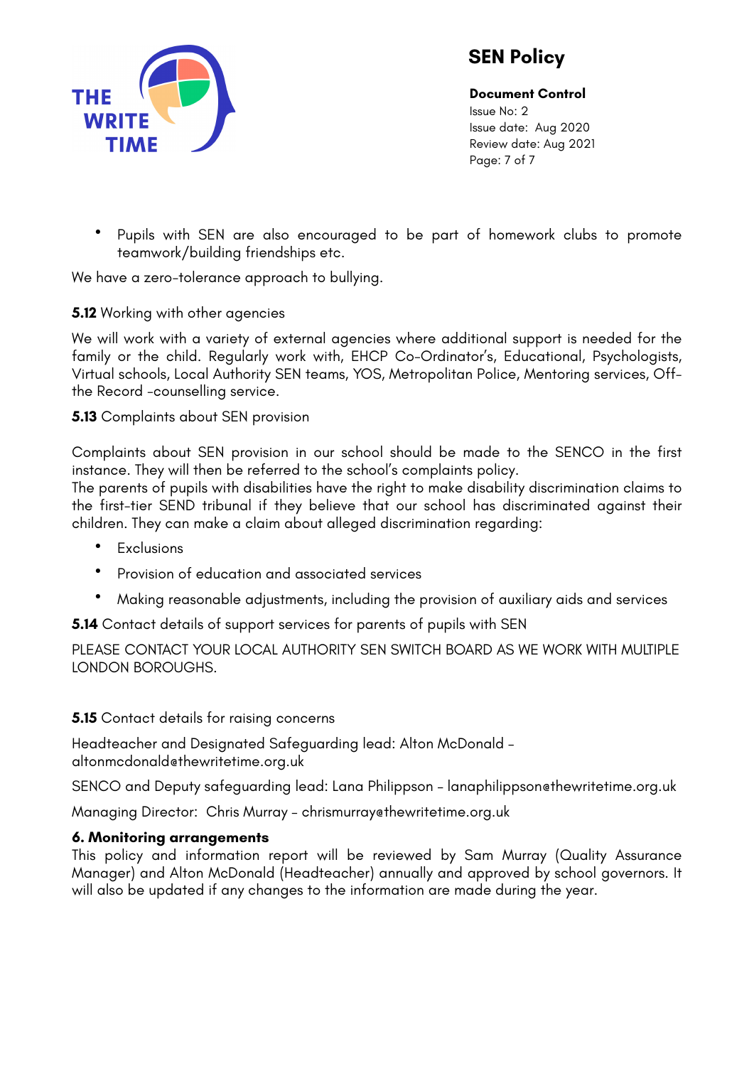- Pupils with SEN are also encouraged to be part of homework clubs to promote teamwork/building friendships etc.

We have a zero-tolerance approach to bullying.

**5.12** Working with other agencies

We will work with a variety of external agencies where additional support is needed for the family or the child. Regularly work with, EHCP Co-Ordinator's, Educational, Psychologists, Virtual schools, Local Authority SEN teams, YOS, Metropolitan Police, Mentoring services, Off-the Record -counselling service.

**5.13** Complaints about SEN provision

Complaints about SEN provision in our school should be made to the SENCO in the first instance. They will then be referred to the school's complaints policy.
The parents of pupils with disabilities have the right to make disability discrimination claims to the first-tier SEND tribunal if they believe that our school has discriminated against their children. They can make a claim about alleged discrimination regarding:

- Exclusions
- Provision of education and associated services
- Making reasonable adjustments, including the provision of auxiliary aids and services

**5.14** Contact details of support services for parents of pupils with SEN

PLEASE CONTACT YOUR LOCAL AUTHORITY SEN SWITCH BOARD AS WE WORK WITH MULTIPLE LONDON BOROUGHS.

**5.15** Contact details for raising concerns

Headteacher and Designated Safeguarding lead: Alton McDonald – altonmcdonald@thewritetime.org.uk

SENCO and Deputy safeguarding lead: Lana Philippson – lanaphilippson@thewritetime.org.uk

Managing Director: Chris Murray – chrismurray@thewritetime.org.uk

**6. Monitoring arrangements**

This policy and information report will be reviewed by Sam Murray (Quality Assurance Manager) and Alton McDonald (Headteacher) annually and approved by school governors. It will also be updated if any changes to the information are made during the year.